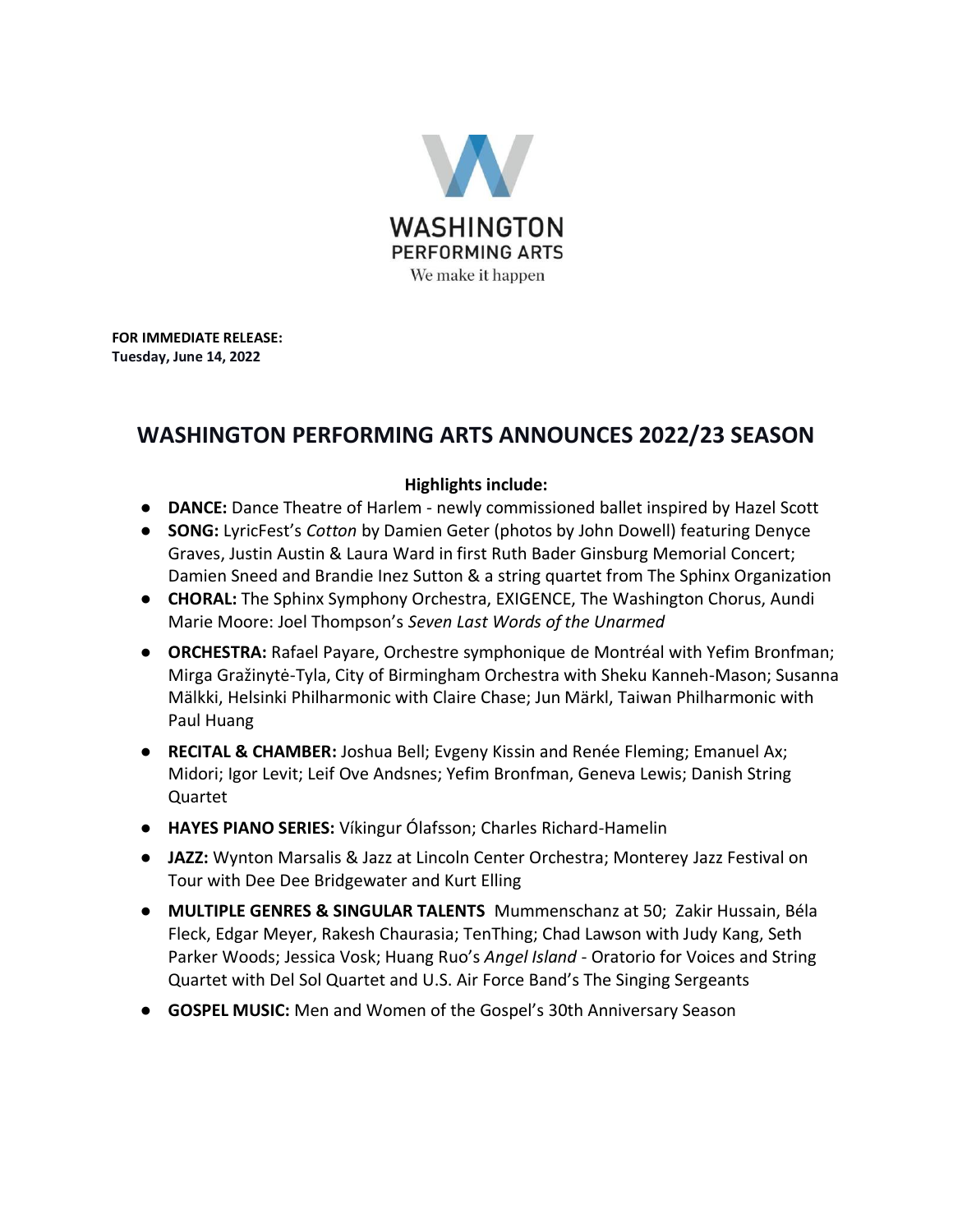WASHINGTON PERFORMING ARTS
We make it happen

**FOR IMMEDIATE RELEASE:**
**Tuesday, June 14, 2022**

# WASHINGTON PERFORMING ARTS ANNOUNCES 2022/23 SEASON

**Highlights include:**

- **DANCE:** Dance Theatre of Harlem - newly commissioned ballet inspired by Hazel Scott
- **SONG:** LyricFest's *Cotton* by Damien Geter (photos by John Dowell) featuring Denyce Graves, Justin Austin & Laura Ward in first Ruth Bader Ginsburg Memorial Concert; Damien Sneed and Brandie Inez Sutton & a string quartet from The Sphinx Organization
- **CHORAL:** The Sphinx Symphony Orchestra, EXIGENCE, The Washington Chorus, Aundi Marie Moore: Joel Thompson's *Seven Last Words of the Unarmed*
- **ORCHESTRA:** Rafael Payare, Orchestre symphonique de Montréal with Yefim Bronfman; Mirga Gražinytė-Tyla, City of Birmingham Orchestra with Sheku Kanneh-Mason; Susanna Mälkki, Helsinki Philharmonic with Claire Chase; Jun Märkl, Taiwan Philharmonic with Paul Huang
- **RECITAL & CHAMBER:** Joshua Bell; Evgeny Kissin and Renée Fleming; Emanuel Ax; Midori; Igor Levit; Leif Ove Andsnes; Yefim Bronfman, Geneva Lewis; Danish String Quartet
- **HAYES PIANO SERIES:** Víkingur Ólafsson; Charles Richard-Hamelin
- **JAZZ:** Wynton Marsalis & Jazz at Lincoln Center Orchestra; Monterey Jazz Festival on Tour with Dee Dee Bridgewater and Kurt Elling
- **MULTIPLE GENRES & SINGULAR TALENTS** Mummenschanz at 50; Zakir Hussain, Béla Fleck, Edgar Meyer, Rakesh Chaurasia; TenThing; Chad Lawson with Judy Kang, Seth Parker Woods; Jessica Vosk; Huang Ruo's *Angel Island* - Oratorio for Voices and String Quartet with Del Sol Quartet and U.S. Air Force Band's The Singing Sergeants
- **GOSPEL MUSIC:** Men and Women of the Gospel's 30th Anniversary Season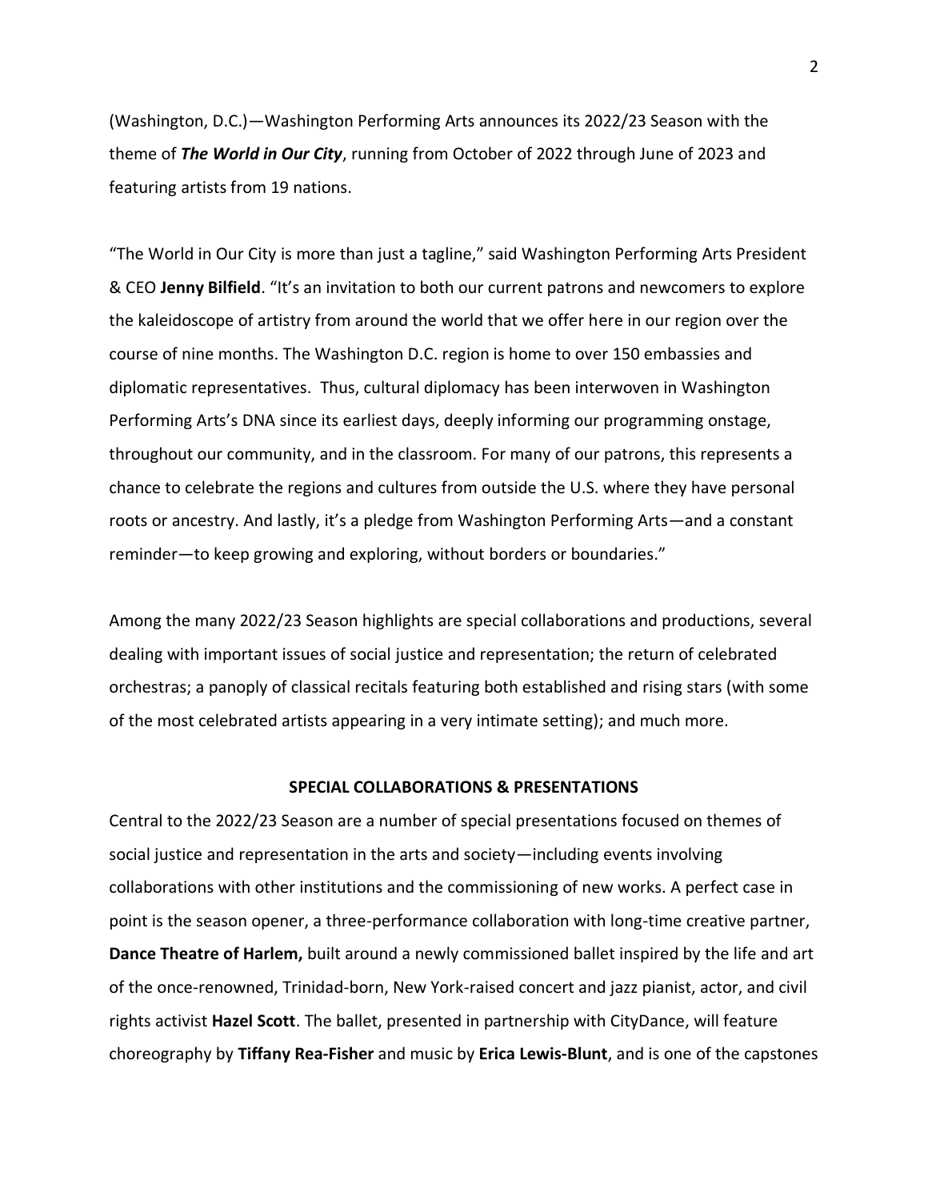(Washington, D.C.)—Washington Performing Arts announces its 2022/23 Season with the theme of ***The World in Our City***, running from October of 2022 through June of 2023 and featuring artists from 19 nations.

"The World in Our City is more than just a tagline," said Washington Performing Arts President & CEO **Jenny Bilfield**. "It's an invitation to both our current patrons and newcomers to explore the kaleidoscope of artistry from around the world that we offer here in our region over the course of nine months. The Washington D.C. region is home to over 150 embassies and diplomatic representatives. Thus, cultural diplomacy has been interwoven in Washington Performing Arts's DNA since its earliest days, deeply informing our programming onstage, throughout our community, and in the classroom. For many of our patrons, this represents a chance to celebrate the regions and cultures from outside the U.S. where they have personal roots or ancestry. And lastly, it's a pledge from Washington Performing Arts—and a constant reminder—to keep growing and exploring, without borders or boundaries."

Among the many 2022/23 Season highlights are special collaborations and productions, several dealing with important issues of social justice and representation; the return of celebrated orchestras; a panoply of classical recitals featuring both established and rising stars (with some of the most celebrated artists appearing in a very intimate setting); and much more.

## SPECIAL COLLABORATIONS & PRESENTATIONS

Central to the 2022/23 Season are a number of special presentations focused on themes of social justice and representation in the arts and society—including events involving collaborations with other institutions and the commissioning of new works. A perfect case in point is the season opener, a three-performance collaboration with long-time creative partner, **Dance Theatre of Harlem,** built around a newly commissioned ballet inspired by the life and art of the once-renowned, Trinidad-born, New York-raised concert and jazz pianist, actor, and civil rights activist **Hazel Scott**. The ballet, presented in partnership with CityDance, will feature choreography by **Tiffany Rea-Fisher** and music by **Erica Lewis-Blunt**, and is one of the capstones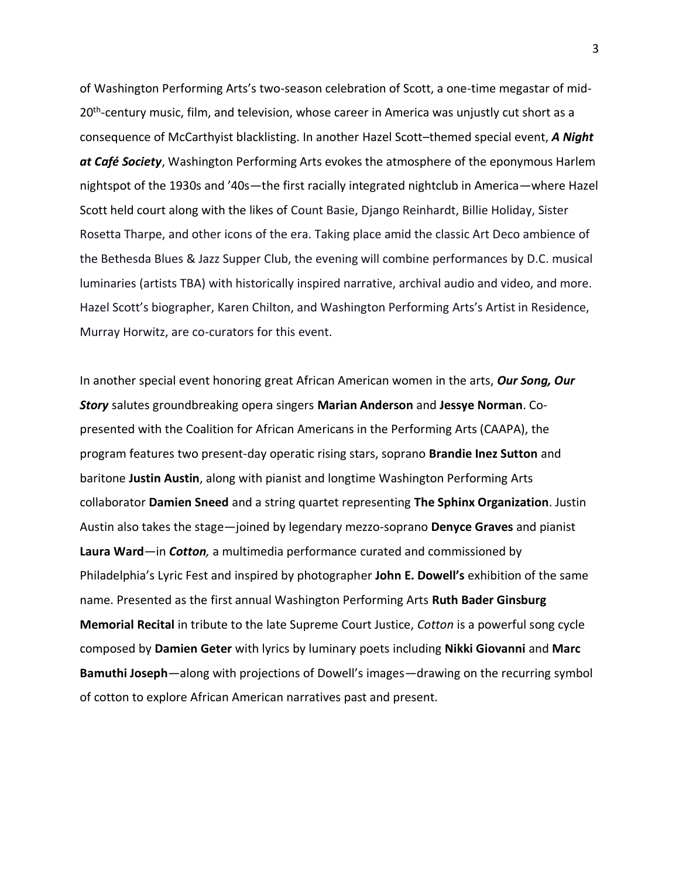of Washington Performing Arts's two-season celebration of Scott, a one-time megastar of mid-20th-century music, film, and television, whose career in America was unjustly cut short as a consequence of McCarthyist blacklisting. In another Hazel Scott–themed special event, ***A Night at Café Society***, Washington Performing Arts evokes the atmosphere of the eponymous Harlem nightspot of the 1930s and '40s—the first racially integrated nightclub in America—where Hazel Scott held court along with the likes of Count Basie, Django Reinhardt, Billie Holiday, Sister Rosetta Tharpe, and other icons of the era. Taking place amid the classic Art Deco ambience of the Bethesda Blues & Jazz Supper Club, the evening will combine performances by D.C. musical luminaries (artists TBA) with historically inspired narrative, archival audio and video, and more. Hazel Scott's biographer, Karen Chilton, and Washington Performing Arts's Artist in Residence, Murray Horwitz, are co-curators for this event.

In another special event honoring great African American women in the arts, ***Our Song, Our Story*** salutes groundbreaking opera singers **Marian Anderson** and **Jessye Norman**. Co-presented with the Coalition for African Americans in the Performing Arts (CAAPA), the program features two present-day operatic rising stars, soprano **Brandie Inez Sutton** and baritone **Justin Austin**, along with pianist and longtime Washington Performing Arts collaborator **Damien Sneed** and a string quartet representing **The Sphinx Organization**. Justin Austin also takes the stage—joined by legendary mezzo-soprano **Denyce Graves** and pianist **Laura Ward**—in ***Cotton,*** a multimedia performance curated and commissioned by Philadelphia's Lyric Fest and inspired by photographer **John E. Dowell's** exhibition of the same name. Presented as the first annual Washington Performing Arts **Ruth Bader Ginsburg Memorial Recital** in tribute to the late Supreme Court Justice, *Cotton* is a powerful song cycle composed by **Damien Geter** with lyrics by luminary poets including **Nikki Giovanni** and **Marc Bamuthi Joseph**—along with projections of Dowell's images—drawing on the recurring symbol of cotton to explore African American narratives past and present.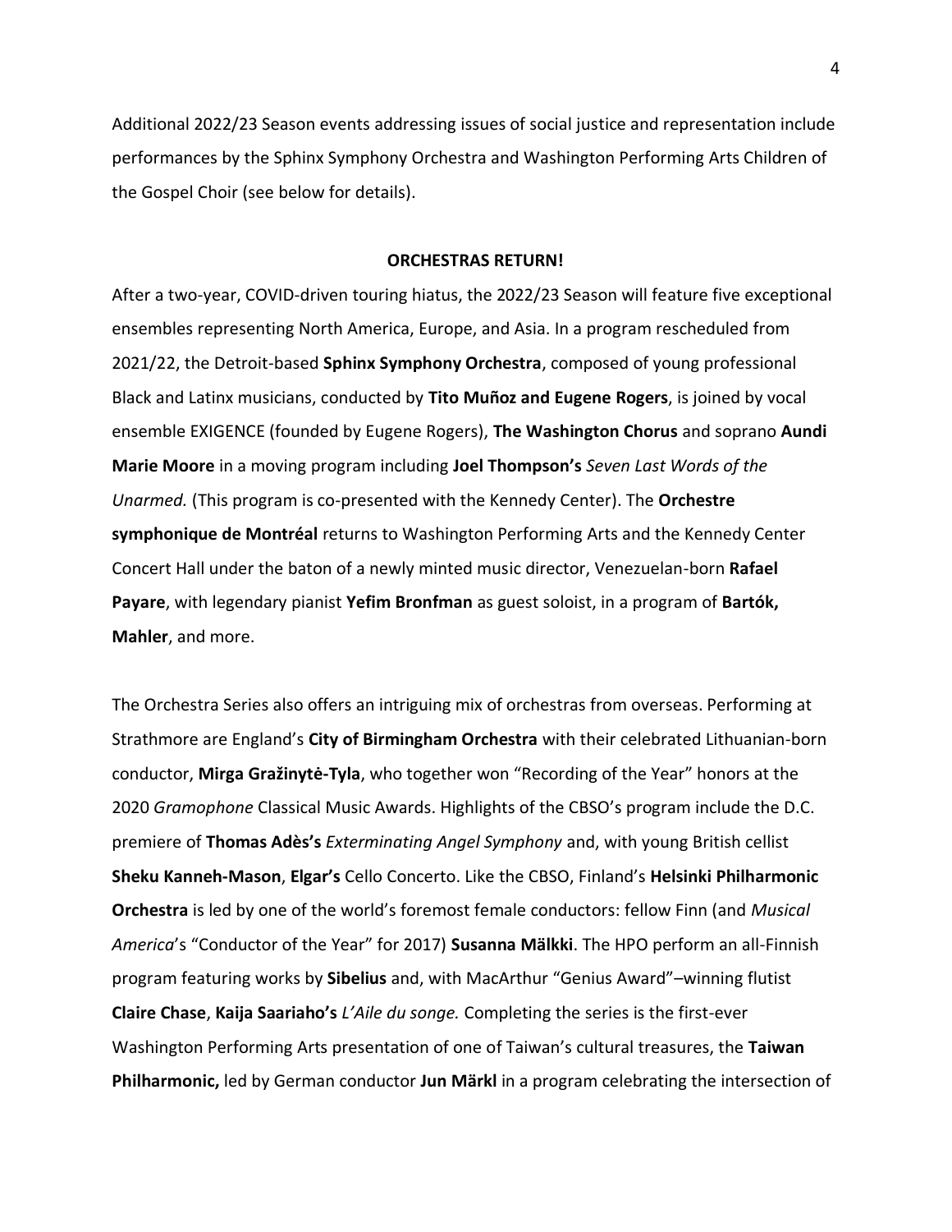Additional 2022/23 Season events addressing issues of social justice and representation include performances by the Sphinx Symphony Orchestra and Washington Performing Arts Children of the Gospel Choir (see below for details).

**ORCHESTRAS RETURN!**

After a two-year, COVID-driven touring hiatus, the 2022/23 Season will feature five exceptional ensembles representing North America, Europe, and Asia. In a program rescheduled from 2021/22, the Detroit-based **Sphinx Symphony Orchestra**, composed of young professional Black and Latinx musicians, conducted by **Tito Muñoz and Eugene Rogers**, is joined by vocal ensemble EXIGENCE (founded by Eugene Rogers), **The Washington Chorus** and soprano **Aundi Marie Moore** in a moving program including **Joel Thompson's** *Seven Last Words of the Unarmed.* (This program is co-presented with the Kennedy Center). The **Orchestre symphonique de Montréal** returns to Washington Performing Arts and the Kennedy Center Concert Hall under the baton of a newly minted music director, Venezuelan-born **Rafael Payare**, with legendary pianist **Yefim Bronfman** as guest soloist, in a program of **Bartók, Mahler**, and more.

The Orchestra Series also offers an intriguing mix of orchestras from overseas. Performing at Strathmore are England's **City of Birmingham Orchestra** with their celebrated Lithuanian-born conductor, **Mirga Gražinytė-Tyla**, who together won "Recording of the Year" honors at the 2020 *Gramophone* Classical Music Awards. Highlights of the CBSO's program include the D.C. premiere of **Thomas Adès's** *Exterminating Angel Symphony* and, with young British cellist **Sheku Kanneh-Mason**, **Elgar's** Cello Concerto. Like the CBSO, Finland's **Helsinki Philharmonic Orchestra** is led by one of the world's foremost female conductors: fellow Finn (and *Musical America*'s "Conductor of the Year" for 2017) **Susanna Mälkki**. The HPO perform an all-Finnish program featuring works by **Sibelius** and, with MacArthur "Genius Award"–winning flutist **Claire Chase**, **Kaija Saariaho's** *L'Aile du songe.* Completing the series is the first-ever Washington Performing Arts presentation of one of Taiwan's cultural treasures, the **Taiwan Philharmonic,** led by German conductor **Jun Märkl** in a program celebrating the intersection of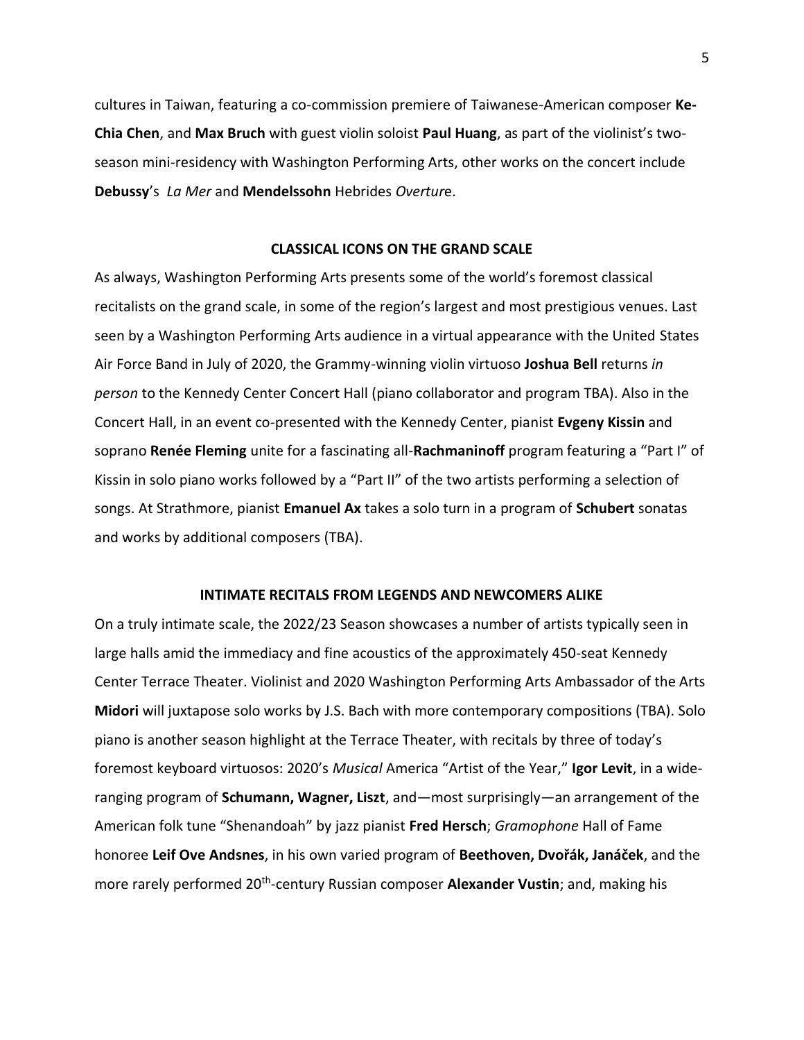cultures in Taiwan, featuring a co-commission premiere of Taiwanese-American composer **Ke-Chia Chen**, and **Max Bruch** with guest violin soloist **Paul Huang**, as part of the violinist's two-season mini-residency with Washington Performing Arts, other works on the concert include **Debussy**'s *La Mer* and **Mendelssohn** Hebrides *Overtur*e.

## CLASSICAL ICONS ON THE GRAND SCALE

As always, Washington Performing Arts presents some of the world's foremost classical recitalists on the grand scale, in some of the region's largest and most prestigious venues. Last seen by a Washington Performing Arts audience in a virtual appearance with the United States Air Force Band in July of 2020, the Grammy-winning violin virtuoso **Joshua Bell** returns *in person* to the Kennedy Center Concert Hall (piano collaborator and program TBA). Also in the Concert Hall, in an event co-presented with the Kennedy Center, pianist **Evgeny Kissin** and soprano **Renée Fleming** unite for a fascinating all-**Rachmaninoff** program featuring a "Part I" of Kissin in solo piano works followed by a "Part II" of the two artists performing a selection of songs. At Strathmore, pianist **Emanuel Ax** takes a solo turn in a program of **Schubert** sonatas and works by additional composers (TBA).

## INTIMATE RECITALS FROM LEGENDS AND NEWCOMERS ALIKE

On a truly intimate scale, the 2022/23 Season showcases a number of artists typically seen in large halls amid the immediacy and fine acoustics of the approximately 450-seat Kennedy Center Terrace Theater. Violinist and 2020 Washington Performing Arts Ambassador of the Arts **Midori** will juxtapose solo works by J.S. Bach with more contemporary compositions (TBA). Solo piano is another season highlight at the Terrace Theater, with recitals by three of today's foremost keyboard virtuosos: 2020's *Musical* America "Artist of the Year," **Igor Levit**, in a wide-ranging program of **Schumann, Wagner, Liszt**, and—most surprisingly—an arrangement of the American folk tune "Shenandoah" by jazz pianist **Fred Hersch**; *Gramophone* Hall of Fame honoree **Leif Ove Andsnes**, in his own varied program of **Beethoven, Dvořák, Janáček**, and the more rarely performed 20th-century Russian composer **Alexander Vustin**; and, making his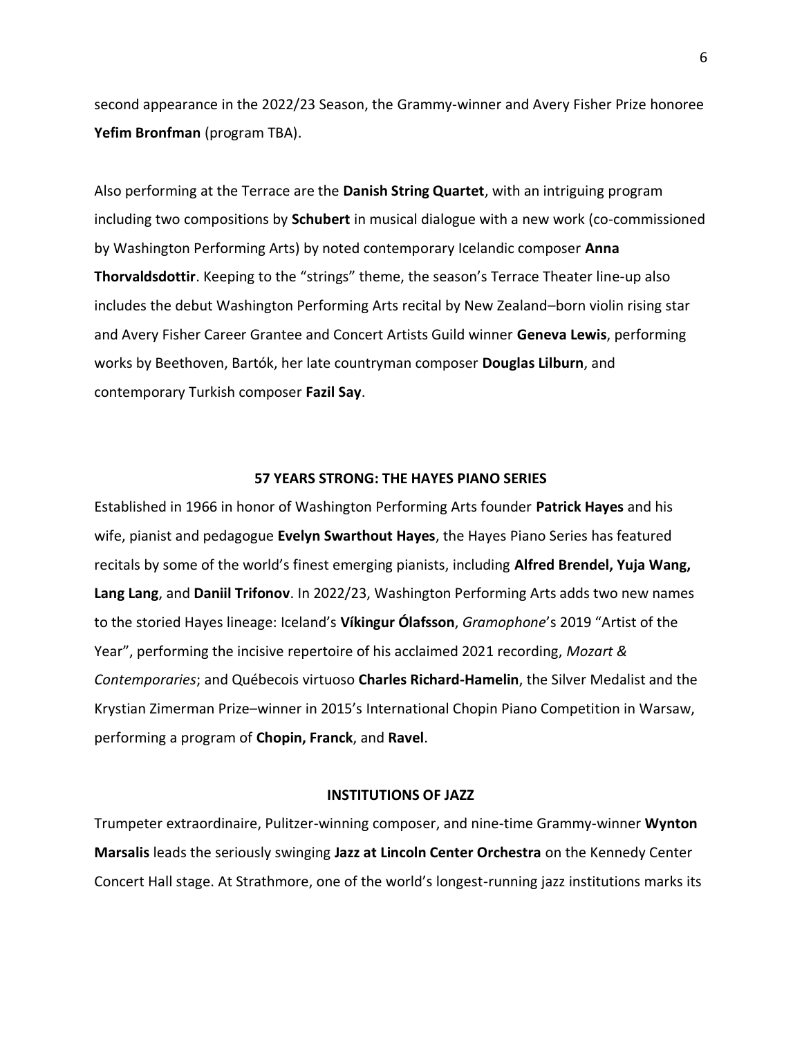second appearance in the 2022/23 Season, the Grammy-winner and Avery Fisher Prize honoree **Yefim Bronfman** (program TBA).

Also performing at the Terrace are the **Danish String Quartet**, with an intriguing program including two compositions by **Schubert** in musical dialogue with a new work (co-commissioned by Washington Performing Arts) by noted contemporary Icelandic composer **Anna Thorvaldsdottir**. Keeping to the "strings" theme, the season's Terrace Theater line-up also includes the debut Washington Performing Arts recital by New Zealand–born violin rising star and Avery Fisher Career Grantee and Concert Artists Guild winner **Geneva Lewis**, performing works by Beethoven, Bartók, her late countryman composer **Douglas Lilburn**, and contemporary Turkish composer **Fazil Say**.

## 57 YEARS STRONG: THE HAYES PIANO SERIES

Established in 1966 in honor of Washington Performing Arts founder **Patrick Hayes** and his wife, pianist and pedagogue **Evelyn Swarthout Hayes**, the Hayes Piano Series has featured recitals by some of the world's finest emerging pianists, including **Alfred Brendel, Yuja Wang, Lang Lang**, and **Daniil Trifonov**. In 2022/23, Washington Performing Arts adds two new names to the storied Hayes lineage: Iceland's **Víkingur Ólafsson**, *Gramophone*'s 2019 "Artist of the Year", performing the incisive repertoire of his acclaimed 2021 recording, *Mozart & Contemporaries*; and Québecois virtuoso **Charles Richard-Hamelin**, the Silver Medalist and the Krystian Zimerman Prize–winner in 2015's International Chopin Piano Competition in Warsaw, performing a program of **Chopin, Franck**, and **Ravel**.

## INSTITUTIONS OF JAZZ

Trumpeter extraordinaire, Pulitzer-winning composer, and nine-time Grammy-winner **Wynton Marsalis** leads the seriously swinging **Jazz at Lincoln Center Orchestra** on the Kennedy Center Concert Hall stage. At Strathmore, one of the world's longest-running jazz institutions marks its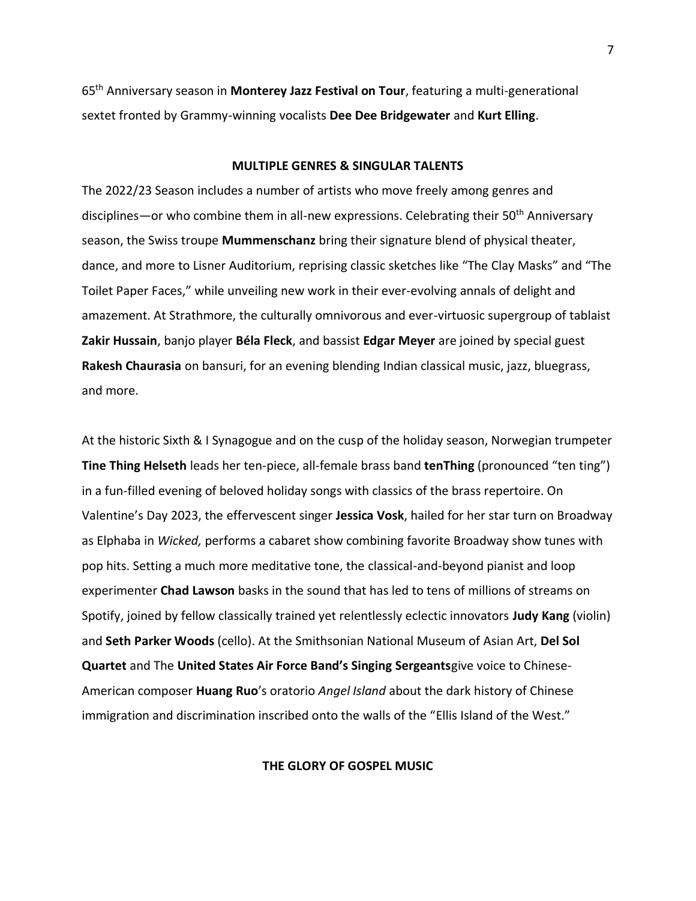65th Anniversary season in **Monterey Jazz Festival on Tour**, featuring a multi-generational sextet fronted by Grammy-winning vocalists **Dee Dee Bridgewater** and **Kurt Elling**.

## MULTIPLE GENRES & SINGULAR TALENTS

The 2022/23 Season includes a number of artists who move freely among genres and disciplines—or who combine them in all-new expressions. Celebrating their 50th Anniversary season, the Swiss troupe **Mummenschanz** bring their signature blend of physical theater, dance, and more to Lisner Auditorium, reprising classic sketches like "The Clay Masks" and "The Toilet Paper Faces," while unveiling new work in their ever-evolving annals of delight and amazement. At Strathmore, the culturally omnivorous and ever-virtuosic supergroup of tablaist **Zakir Hussain**, banjo player **Béla Fleck**, and bassist **Edgar Meyer** are joined by special guest **Rakesh Chaurasia** on bansuri, for an evening blending Indian classical music, jazz, bluegrass, and more.

At the historic Sixth & I Synagogue and on the cusp of the holiday season, Norwegian trumpeter **Tine Thing Helseth** leads her ten-piece, all-female brass band **tenThing** (pronounced "ten ting") in a fun-filled evening of beloved holiday songs with classics of the brass repertoire. On Valentine's Day 2023, the effervescent singer **Jessica Vosk**, hailed for her star turn on Broadway as Elphaba in *Wicked,* performs a cabaret show combining favorite Broadway show tunes with pop hits. Setting a much more meditative tone, the classical-and-beyond pianist and loop experimenter **Chad Lawson** basks in the sound that has led to tens of millions of streams on Spotify, joined by fellow classically trained yet relentlessly eclectic innovators **Judy Kang** (violin) and **Seth Parker Woods** (cello). At the Smithsonian National Museum of Asian Art, **Del Sol Quartet** and The **United States Air Force Band's Singing Sergeants**give voice to Chinese-American composer **Huang Ruo**'s oratorio *Angel Island* about the dark history of Chinese immigration and discrimination inscribed onto the walls of the "Ellis Island of the West."

## THE GLORY OF GOSPEL MUSIC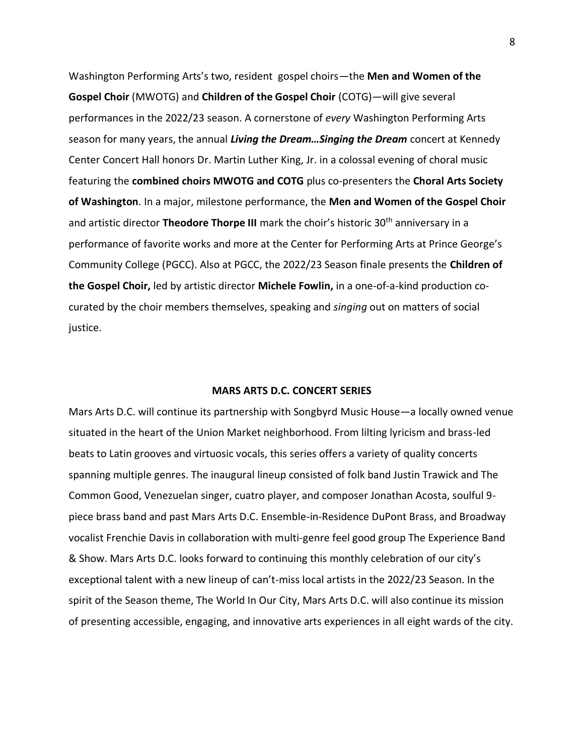Washington Performing Arts's two, resident  gospel choirs—the **Men and Women of the Gospel Choir** (MWOTG) and **Children of the Gospel Choir** (COTG)—will give several performances in the 2022/23 season. A cornerstone of *every* Washington Performing Arts season for many years, the annual ***Living the Dream…Singing the Dream*** concert at Kennedy Center Concert Hall honors Dr. Martin Luther King, Jr. in a colossal evening of choral music featuring the **combined choirs MWOTG and COTG** plus co-presenters the **Choral Arts Society of Washington**. In a major, milestone performance, the **Men and Women of the Gospel Choir** and artistic director **Theodore Thorpe III** mark the choir's historic 30th anniversary in a performance of favorite works and more at the Center for Performing Arts at Prince George's Community College (PGCC). Also at PGCC, the 2022/23 Season finale presents the **Children of the Gospel Choir,** led by artistic director **Michele Fowlin,** in a one-of-a-kind production co-curated by the choir members themselves, speaking and *singing* out on matters of social justice.

## MARS ARTS D.C. CONCERT SERIES

Mars Arts D.C. will continue its partnership with Songbyrd Music House—a locally owned venue situated in the heart of the Union Market neighborhood. From lilting lyricism and brass-led beats to Latin grooves and virtuosic vocals, this series offers a variety of quality concerts spanning multiple genres. The inaugural lineup consisted of folk band Justin Trawick and The Common Good, Venezuelan singer, cuatro player, and composer Jonathan Acosta, soulful 9-piece brass band and past Mars Arts D.C. Ensemble-in-Residence DuPont Brass, and Broadway vocalist Frenchie Davis in collaboration with multi-genre feel good group The Experience Band & Show. Mars Arts D.C. looks forward to continuing this monthly celebration of our city's exceptional talent with a new lineup of can't-miss local artists in the 2022/23 Season. In the spirit of the Season theme, The World In Our City, Mars Arts D.C. will also continue its mission of presenting accessible, engaging, and innovative arts experiences in all eight wards of the city.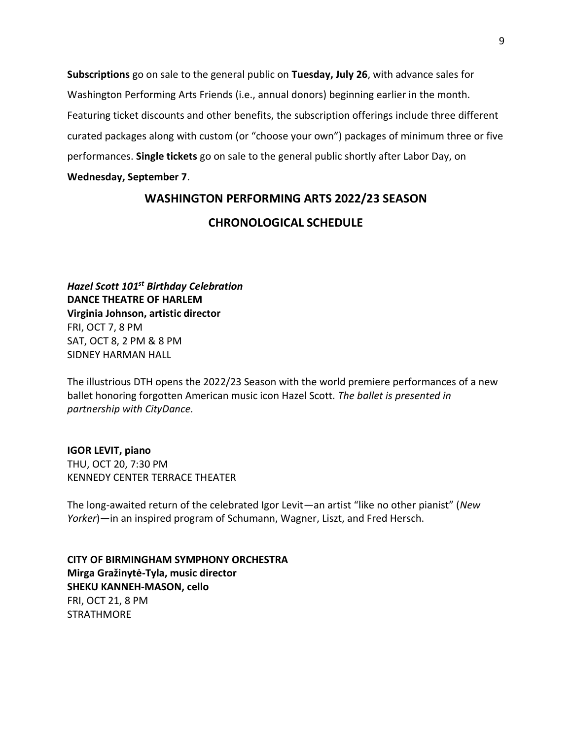**Subscriptions** go on sale to the general public on **Tuesday, July 26**, with advance sales for Washington Performing Arts Friends (i.e., annual donors) beginning earlier in the month. Featuring ticket discounts and other benefits, the subscription offerings include three different curated packages along with custom (or "choose your own") packages of minimum three or five performances. **Single tickets** go on sale to the general public shortly after Labor Day, on **Wednesday, September 7**.

## WASHINGTON PERFORMING ARTS 2022/23 SEASON

## CHRONOLOGICAL SCHEDULE

***Hazel Scott 101st Birthday Celebration***
**DANCE THEATRE OF HARLEM**
**Virginia Johnson, artistic director**
FRI, OCT 7, 8 PM
SAT, OCT 8, 2 PM & 8 PM
SIDNEY HARMAN HALL

The illustrious DTH opens the 2022/23 Season with the world premiere performances of a new ballet honoring forgotten American music icon Hazel Scott. *The ballet is presented in partnership with CityDance.*

**IGOR LEVIT, piano**
THU, OCT 20, 7:30 PM
KENNEDY CENTER TERRACE THEATER

The long-awaited return of the celebrated Igor Levit—an artist "like no other pianist" (*New Yorker*)—in an inspired program of Schumann, Wagner, Liszt, and Fred Hersch.

**CITY OF BIRMINGHAM SYMPHONY ORCHESTRA**
**Mirga Gražinytė-Tyla, music director**
**SHEKU KANNEH-MASON, cello**
FRI, OCT 21, 8 PM
STRATHMORE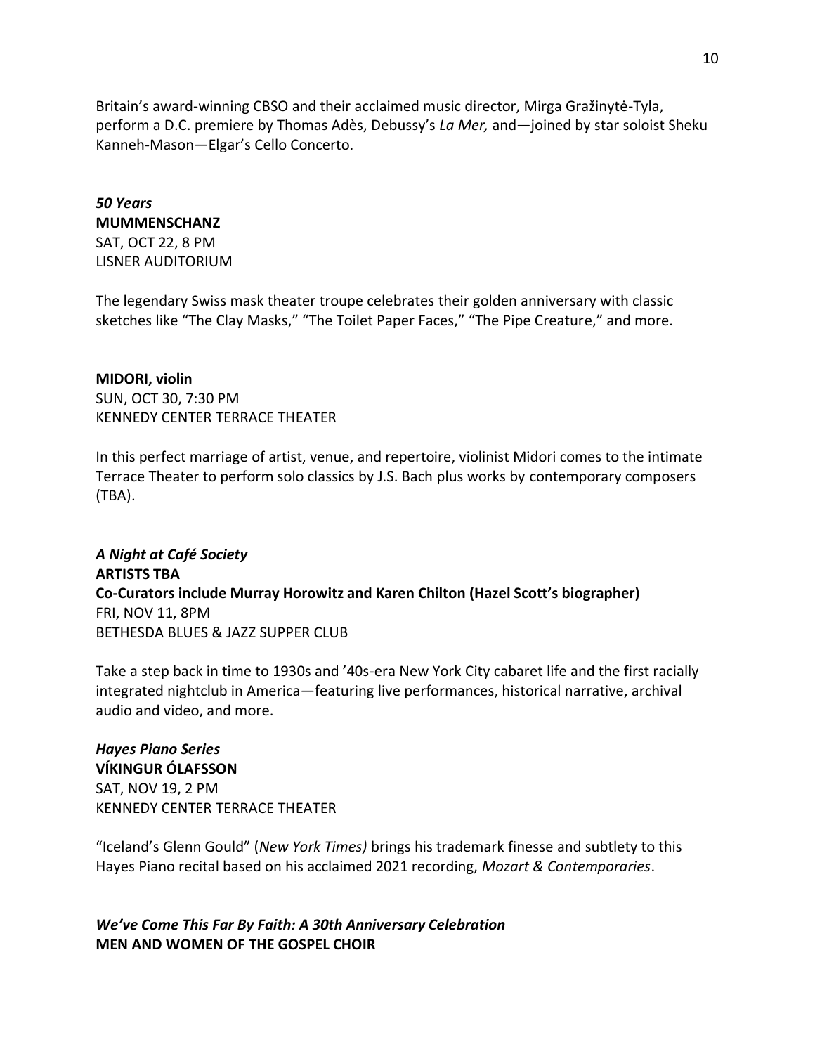Britain's award-winning CBSO and their acclaimed music director, Mirga Gražinytė-Tyla, perform a D.C. premiere by Thomas Adès, Debussy's *La Mer,* and—joined by star soloist Sheku Kanneh-Mason—Elgar's Cello Concerto.

***50 Years***
**MUMMENSCHANZ**
SAT, OCT 22, 8 PM
LISNER AUDITORIUM

The legendary Swiss mask theater troupe celebrates their golden anniversary with classic sketches like "The Clay Masks," "The Toilet Paper Faces," "The Pipe Creature," and more.

**MIDORI, violin**
SUN, OCT 30, 7:30 PM
KENNEDY CENTER TERRACE THEATER

In this perfect marriage of artist, venue, and repertoire, violinist Midori comes to the intimate Terrace Theater to perform solo classics by J.S. Bach plus works by contemporary composers (TBA).

***A Night at Café Society***
**ARTISTS TBA**
**Co-Curators include Murray Horowitz and Karen Chilton (Hazel Scott's biographer)**
FRI, NOV 11, 8PM
BETHESDA BLUES & JAZZ SUPPER CLUB

Take a step back in time to 1930s and '40s-era New York City cabaret life and the first racially integrated nightclub in America—featuring live performances, historical narrative, archival audio and video, and more.

***Hayes Piano Series***
**VÍKINGUR ÓLAFSSON**
SAT, NOV 19, 2 PM
KENNEDY CENTER TERRACE THEATER

"Iceland's Glenn Gould" (*New York Times)* brings his trademark finesse and subtlety to this Hayes Piano recital based on his acclaimed 2021 recording, *Mozart & Contemporaries*.

***We've Come This Far By Faith: A 30th Anniversary Celebration***
**MEN AND WOMEN OF THE GOSPEL CHOIR**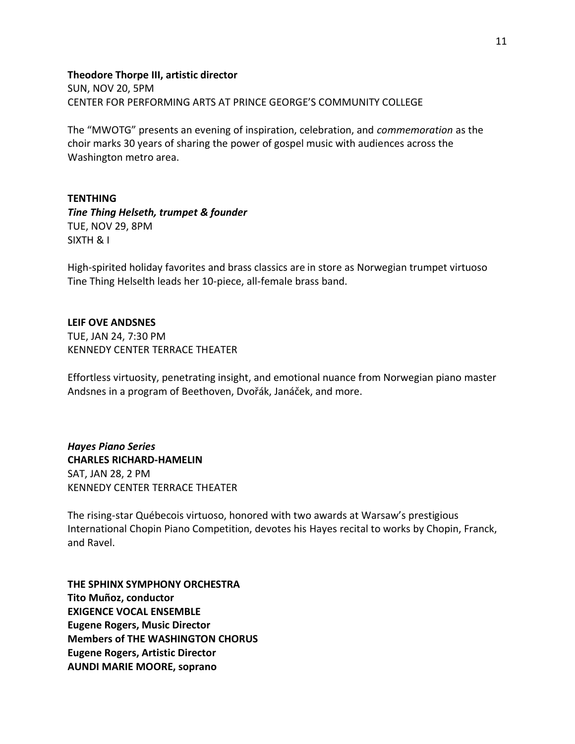**Theodore Thorpe III, artistic director**
SUN, NOV 20, 5PM
CENTER FOR PERFORMING ARTS AT PRINCE GEORGE'S COMMUNITY COLLEGE

The "MWOTG" presents an evening of inspiration, celebration, and *commemoration* as the choir marks 30 years of sharing the power of gospel music with audiences across the Washington metro area.

**TENTHING**
***Tine Thing Helseth, trumpet & founder***
TUE, NOV 29, 8PM
SIXTH & I

High-spirited holiday favorites and brass classics are in store as Norwegian trumpet virtuoso Tine Thing Helselth leads her 10-piece, all-female brass band.

**LEIF OVE ANDSNES**
TUE, JAN 24, 7:30 PM
KENNEDY CENTER TERRACE THEATER

Effortless virtuosity, penetrating insight, and emotional nuance from Norwegian piano master Andsnes in a program of Beethoven, Dvořák, Janáček, and more.

***Hayes Piano Series***
**CHARLES RICHARD-HAMELIN**
SAT, JAN 28, 2 PM
KENNEDY CENTER TERRACE THEATER

The rising-star Québecois virtuoso, honored with two awards at Warsaw's prestigious International Chopin Piano Competition, devotes his Hayes recital to works by Chopin, Franck, and Ravel.

**THE SPHINX SYMPHONY ORCHESTRA**
**Tito Muñoz, conductor**
**EXIGENCE VOCAL ENSEMBLE**
**Eugene Rogers, Music Director**
**Members of THE WASHINGTON CHORUS**
**Eugene Rogers, Artistic Director**
**AUNDI MARIE MOORE, soprano**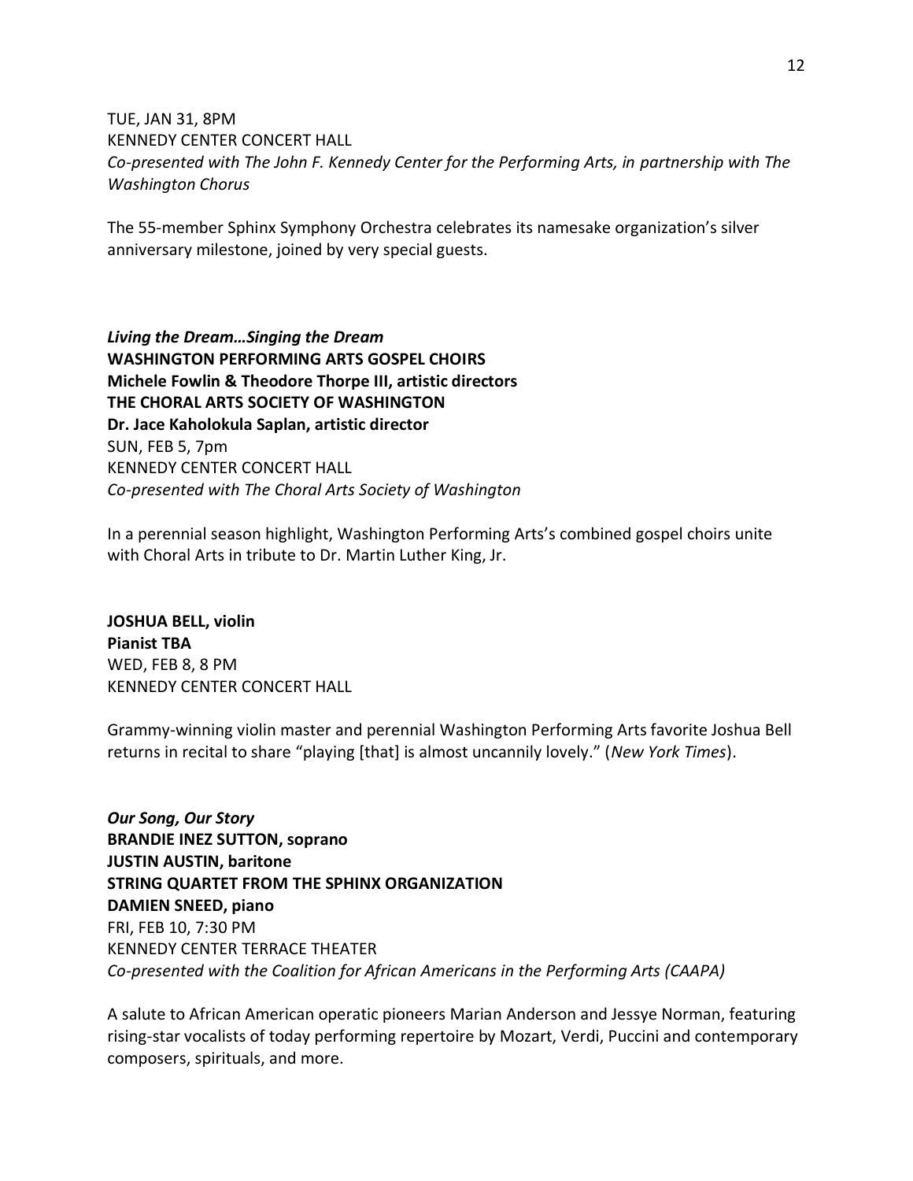TUE, JAN 31, 8PM
KENNEDY CENTER CONCERT HALL
*Co-presented with The John F. Kennedy Center for the Performing Arts, in partnership with The Washington Chorus*

The 55-member Sphinx Symphony Orchestra celebrates its namesake organization's silver anniversary milestone, joined by very special guests.

***Living the Dream…Singing the Dream***
**WASHINGTON PERFORMING ARTS GOSPEL CHOIRS**
**Michele Fowlin & Theodore Thorpe III, artistic directors**
**THE CHORAL ARTS SOCIETY OF WASHINGTON**
**Dr. Jace Kaholokula Saplan, artistic director**
SUN, FEB 5, 7pm
KENNEDY CENTER CONCERT HALL
*Co-presented with The Choral Arts Society of Washington*

In a perennial season highlight, Washington Performing Arts's combined gospel choirs unite with Choral Arts in tribute to Dr. Martin Luther King, Jr.

**JOSHUA BELL, violin**
**Pianist TBA**
WED, FEB 8, 8 PM
KENNEDY CENTER CONCERT HALL

Grammy-winning violin master and perennial Washington Performing Arts favorite Joshua Bell returns in recital to share "playing [that] is almost uncannily lovely." (*New York Times*).

***Our Song, Our Story***
**BRANDIE INEZ SUTTON, soprano**
**JUSTIN AUSTIN, baritone**
**STRING QUARTET FROM THE SPHINX ORGANIZATION**
**DAMIEN SNEED, piano**
FRI, FEB 10, 7:30 PM
KENNEDY CENTER TERRACE THEATER
*Co-presented with the Coalition for African Americans in the Performing Arts (CAAPA)*

A salute to African American operatic pioneers Marian Anderson and Jessye Norman, featuring rising-star vocalists of today performing repertoire by Mozart, Verdi, Puccini and contemporary composers, spirituals, and more.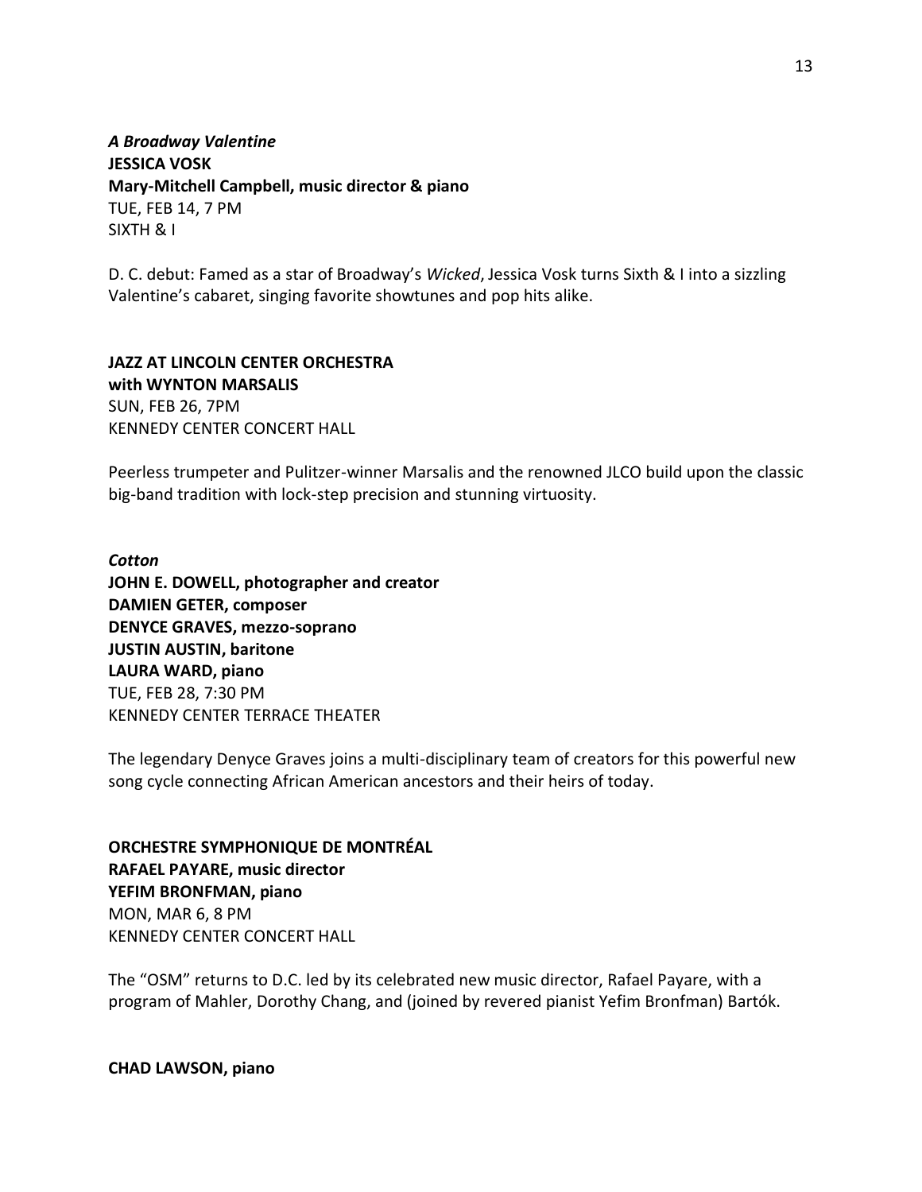***A Broadway Valentine***
**JESSICA VOSK**
**Mary-Mitchell Campbell, music director & piano**
TUE, FEB 14, 7 PM
SIXTH & I

D. C. debut: Famed as a star of Broadway's *Wicked*, Jessica Vosk turns Sixth & I into a sizzling Valentine's cabaret, singing favorite showtunes and pop hits alike.

**JAZZ AT LINCOLN CENTER ORCHESTRA**
**with WYNTON MARSALIS**
SUN, FEB 26, 7PM
KENNEDY CENTER CONCERT HALL

Peerless trumpeter and Pulitzer-winner Marsalis and the renowned JLCO build upon the classic big-band tradition with lock-step precision and stunning virtuosity.

***Cotton***
**JOHN E. DOWELL, photographer and creator**
**DAMIEN GETER, composer**
**DENYCE GRAVES, mezzo-soprano**
**JUSTIN AUSTIN, baritone**
**LAURA WARD, piano**
TUE, FEB 28, 7:30 PM
KENNEDY CENTER TERRACE THEATER

The legendary Denyce Graves joins a multi-disciplinary team of creators for this powerful new song cycle connecting African American ancestors and their heirs of today.

**ORCHESTRE SYMPHONIQUE DE MONTRÉAL**
**RAFAEL PAYARE, music director**
**YEFIM BRONFMAN, piano**
MON, MAR 6, 8 PM
KENNEDY CENTER CONCERT HALL

The "OSM" returns to D.C. led by its celebrated new music director, Rafael Payare, with a program of Mahler, Dorothy Chang, and (joined by revered pianist Yefim Bronfman) Bartók.

**CHAD LAWSON, piano**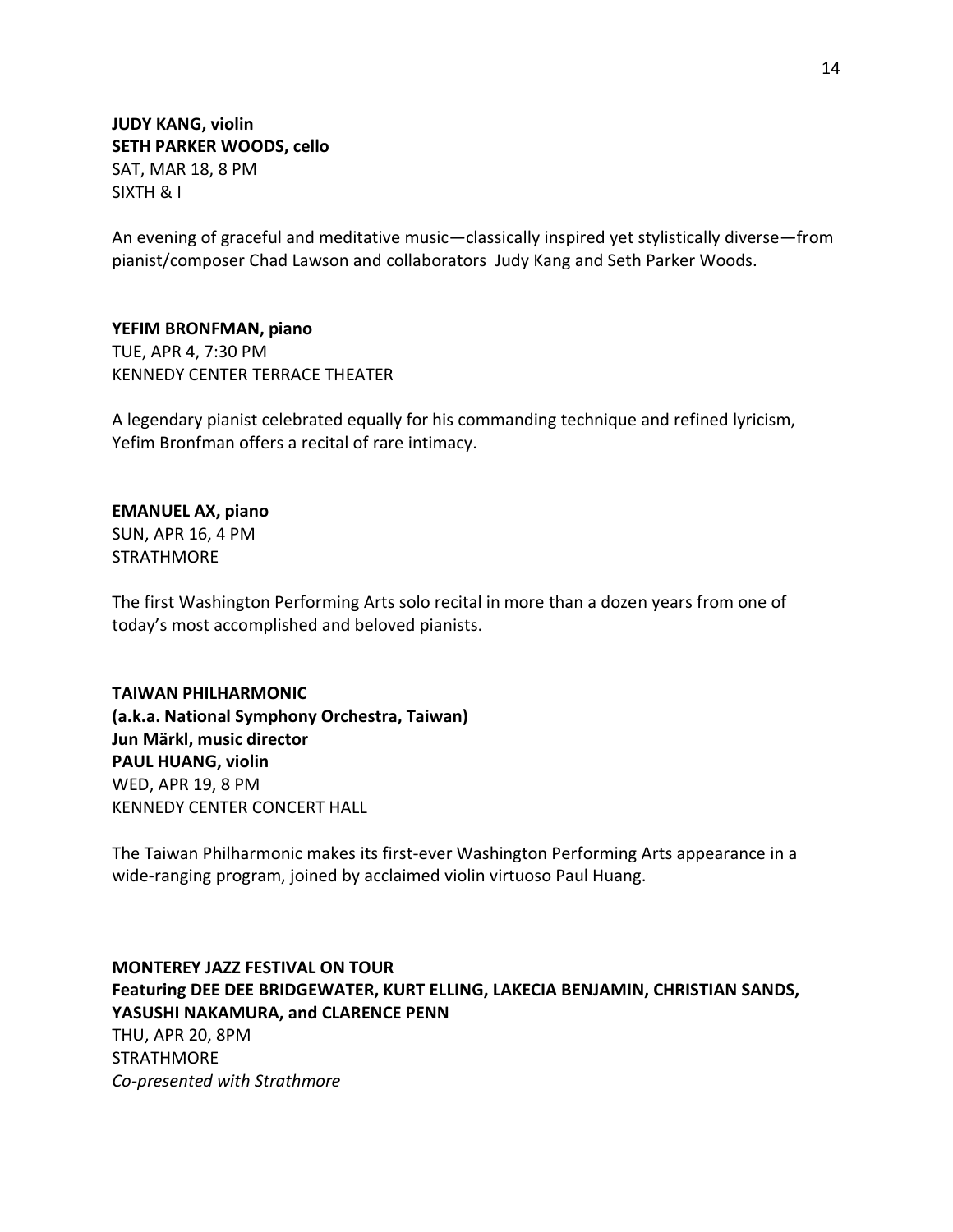**JUDY KANG, violin**
**SETH PARKER WOODS, cello**
SAT, MAR 18, 8 PM
SIXTH & I

An evening of graceful and meditative music—classically inspired yet stylistically diverse—from pianist/composer Chad Lawson and collaborators Judy Kang and Seth Parker Woods.

**YEFIM BRONFMAN, piano**
TUE, APR 4, 7:30 PM
KENNEDY CENTER TERRACE THEATER

A legendary pianist celebrated equally for his commanding technique and refined lyricism, Yefim Bronfman offers a recital of rare intimacy.

**EMANUEL AX, piano**
SUN, APR 16, 4 PM
STRATHMORE

The first Washington Performing Arts solo recital in more than a dozen years from one of today's most accomplished and beloved pianists.

**TAIWAN PHILHARMONIC**
**(a.k.a. National Symphony Orchestra, Taiwan)**
**Jun Märkl, music director**
**PAUL HUANG, violin**
WED, APR 19, 8 PM
KENNEDY CENTER CONCERT HALL

The Taiwan Philharmonic makes its first-ever Washington Performing Arts appearance in a wide-ranging program, joined by acclaimed violin virtuoso Paul Huang.

**MONTEREY JAZZ FESTIVAL ON TOUR**
**Featuring DEE DEE BRIDGEWATER, KURT ELLING, LAKECIA BENJAMIN, CHRISTIAN SANDS, YASUSHI NAKAMURA, and CLARENCE PENN**
THU, APR 20, 8PM
STRATHMORE
*Co-presented with Strathmore*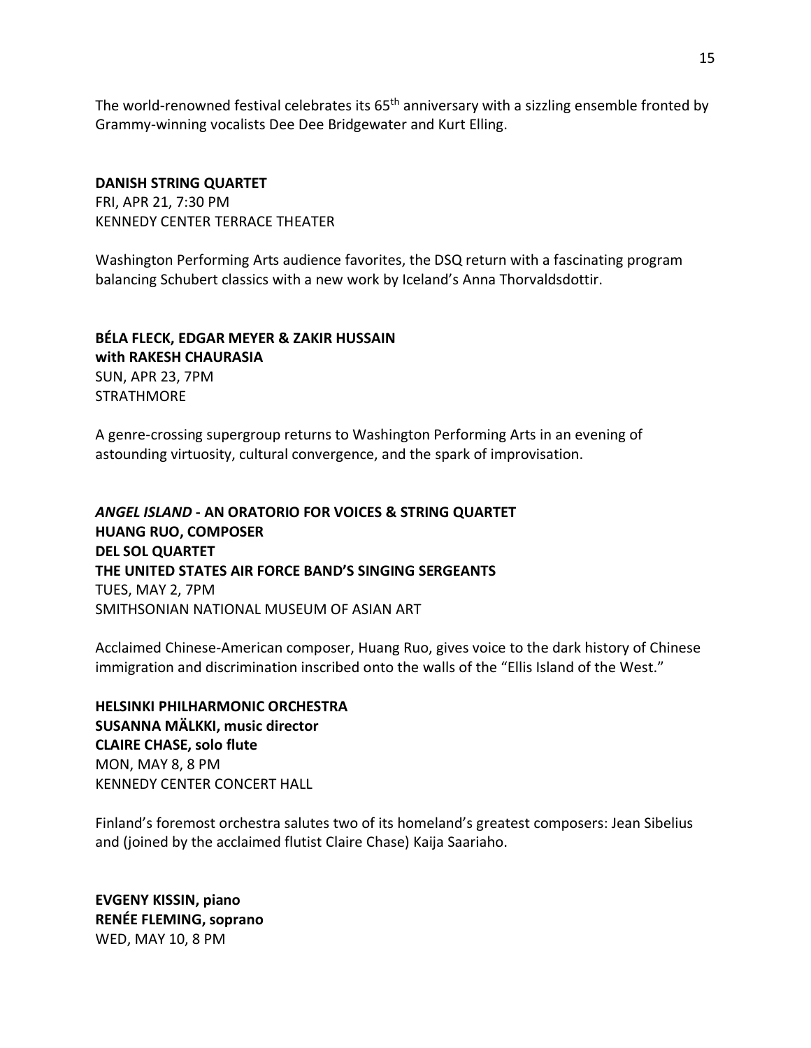The world-renowned festival celebrates its 65th anniversary with a sizzling ensemble fronted by Grammy-winning vocalists Dee Dee Bridgewater and Kurt Elling.

**DANISH STRING QUARTET**
FRI, APR 21, 7:30 PM
KENNEDY CENTER TERRACE THEATER

Washington Performing Arts audience favorites, the DSQ return with a fascinating program balancing Schubert classics with a new work by Iceland's Anna Thorvaldsdottir.

**BÉLA FLECK, EDGAR MEYER & ZAKIR HUSSAIN**
**with RAKESH CHAURASIA**
SUN, APR 23, 7PM
STRATHMORE

A genre-crossing supergroup returns to Washington Performing Arts in an evening of astounding virtuosity, cultural convergence, and the spark of improvisation.

***ANGEL ISLAND*** **- AN ORATORIO FOR VOICES & STRING QUARTET**
**HUANG RUO, COMPOSER**
**DEL SOL QUARTET**
**THE UNITED STATES AIR FORCE BAND'S SINGING SERGEANTS**
TUES, MAY 2, 7PM
SMITHSONIAN NATIONAL MUSEUM OF ASIAN ART

Acclaimed Chinese-American composer, Huang Ruo, gives voice to the dark history of Chinese immigration and discrimination inscribed onto the walls of the "Ellis Island of the West."

**HELSINKI PHILHARMONIC ORCHESTRA**
**SUSANNA MÄLKKI, music director**
**CLAIRE CHASE, solo flute**
MON, MAY 8, 8 PM
KENNEDY CENTER CONCERT HALL

Finland's foremost orchestra salutes two of its homeland's greatest composers: Jean Sibelius and (joined by the acclaimed flutist Claire Chase) Kaija Saariaho.

**EVGENY KISSIN, piano**
**RENÉE FLEMING, soprano**
WED, MAY 10, 8 PM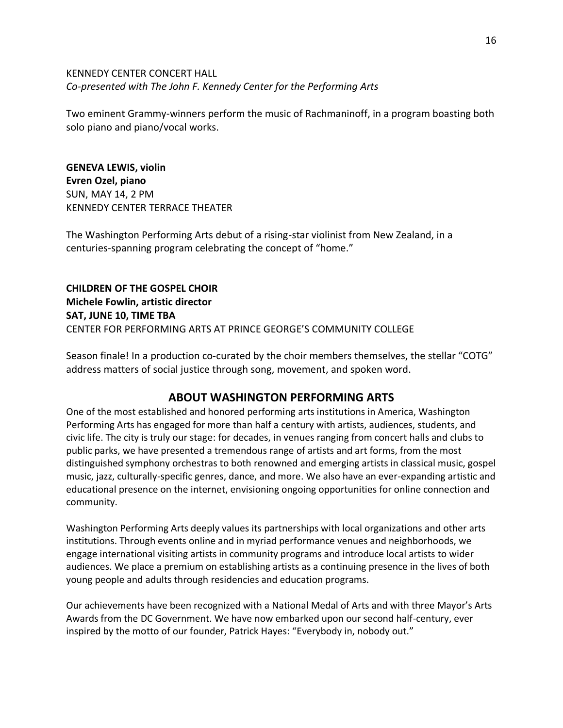KENNEDY CENTER CONCERT HALL
*Co-presented with The John F. Kennedy Center for the Performing Arts*

Two eminent Grammy-winners perform the music of Rachmaninoff, in a program boasting both solo piano and piano/vocal works.

**GENEVA LEWIS, violin**
**Evren Ozel, piano**
SUN, MAY 14, 2 PM
KENNEDY CENTER TERRACE THEATER

The Washington Performing Arts debut of a rising-star violinist from New Zealand, in a centuries-spanning program celebrating the concept of "home."

**CHILDREN OF THE GOSPEL CHOIR**
**Michele Fowlin, artistic director**
**SAT, JUNE 10, TIME TBA**
CENTER FOR PERFORMING ARTS AT PRINCE GEORGE'S COMMUNITY COLLEGE

Season finale! In a production co-curated by the choir members themselves, the stellar "COTG" address matters of social justice through song, movement, and spoken word.

## ABOUT WASHINGTON PERFORMING ARTS

One of the most established and honored performing arts institutions in America, Washington Performing Arts has engaged for more than half a century with artists, audiences, students, and civic life. The city is truly our stage: for decades, in venues ranging from concert halls and clubs to public parks, we have presented a tremendous range of artists and art forms, from the most distinguished symphony orchestras to both renowned and emerging artists in classical music, gospel music, jazz, culturally-specific genres, dance, and more. We also have an ever-expanding artistic and educational presence on the internet, envisioning ongoing opportunities for online connection and community.

Washington Performing Arts deeply values its partnerships with local organizations and other arts institutions. Through events online and in myriad performance venues and neighborhoods, we engage international visiting artists in community programs and introduce local artists to wider audiences. We place a premium on establishing artists as a continuing presence in the lives of both young people and adults through residencies and education programs.

Our achievements have been recognized with a National Medal of Arts and with three Mayor's Arts Awards from the DC Government. We have now embarked upon our second half-century, ever inspired by the motto of our founder, Patrick Hayes: "Everybody in, nobody out."